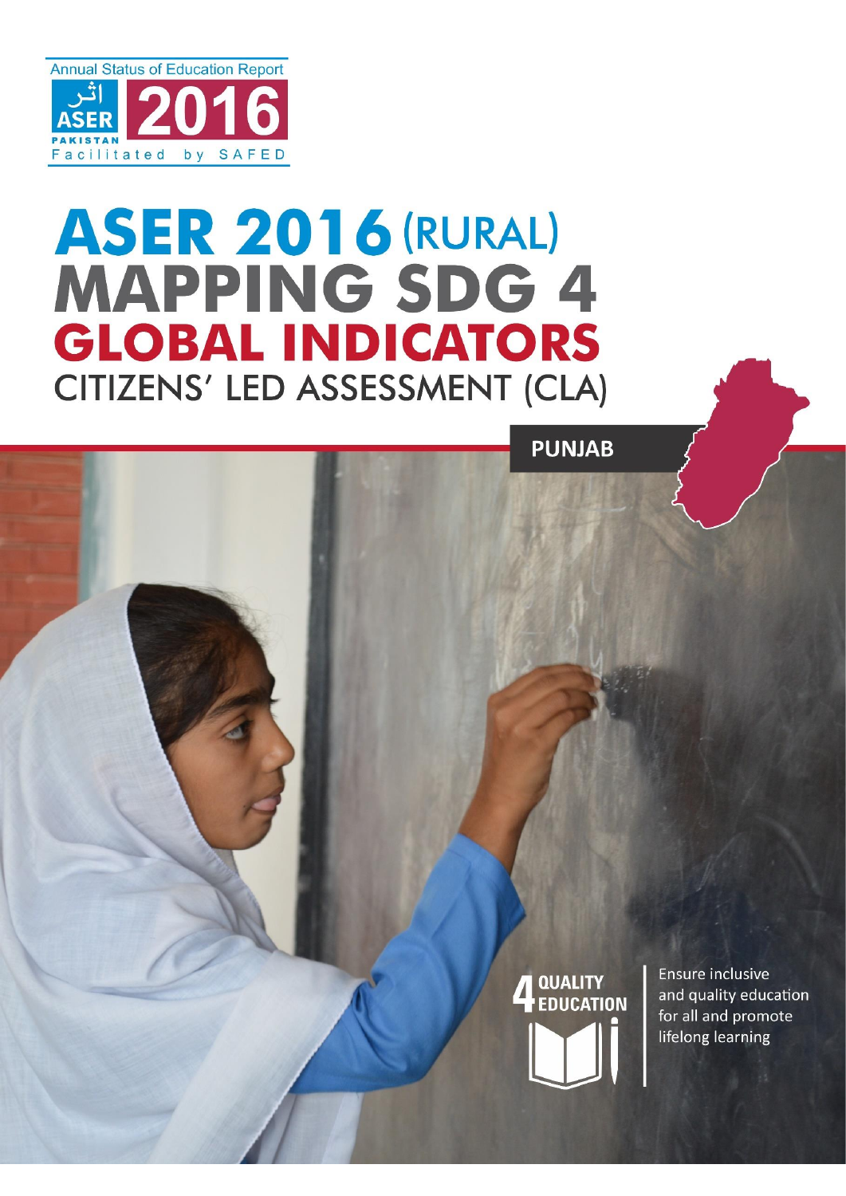Annual Status of Education Report

اثر ASER PAKISTAN 2016

Facilitated by SAFED

# ASER 2016 (RURAL) MAPPING SDG 4 GLOBAL INDICATORS

## CITIZENS' LED ASSESSMENT (CLA)

**PUNJAB**

4 QUALITY EDUCATION

Ensure inclusive and quality education for all and promote lifelong learning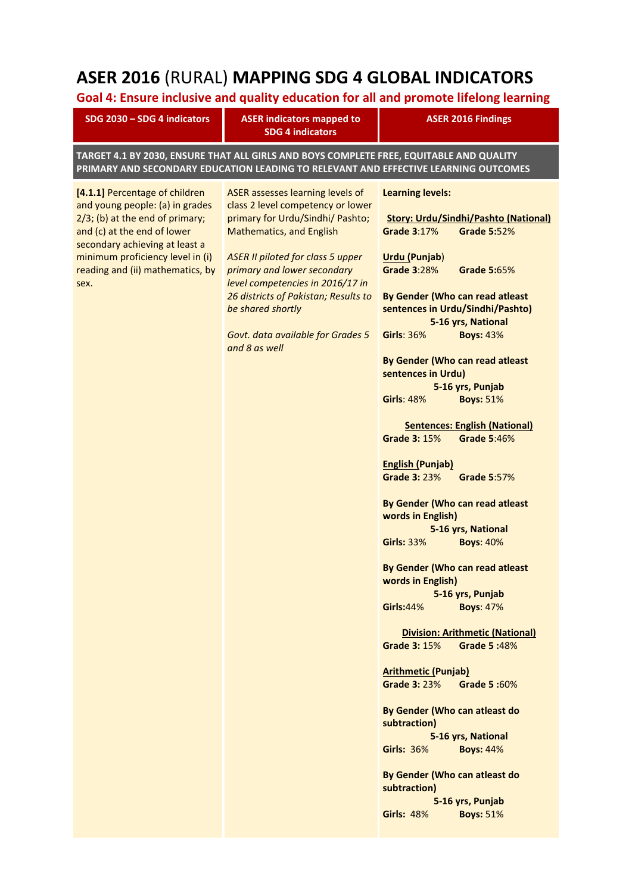# ASER 2016 (RURAL) MAPPING SDG 4 GLOBAL INDICATORS

## Goal 4: Ensure inclusive and quality education for all and promote lifelong learning

| SDG 2030 – SDG 4 indicators | ASER indicators mapped to SDG 4 indicators | ASER 2016 Findings |
|---|---|---|
| **TARGET 4.1 BY 2030, ENSURE THAT ALL GIRLS AND BOYS COMPLETE FREE, EQUITABLE AND QUALITY PRIMARY AND SECONDARY EDUCATION LEADING TO RELEVANT AND EFFECTIVE LEARNING OUTCOMES** | | |
| **[4.1.1]** Percentage of children and young people: (a) in grades 2/3; (b) at the end of primary; and (c) at the end of lower secondary achieving at least a minimum proficiency level in (i) reading and (ii) mathematics, by sex. | ASER assesses learning levels of class 2 level competency or lower primary for Urdu/Sindhi/ Pashto; Mathematics, and English<br><br>*ASER II piloted for class 5 upper primary and lower secondary level competencies in 2016/17 in 26 districts of Pakistan; Results to be shared shortly*<br><br>*Govt. data available for Grades 5 and 8 as well* | **Learning levels:**<br><br>**Story: Urdu/Sindhi/Pashto (National)**<br>**Grade 3**:17% **Grade 5:**52%<br><br>**Urdu (Punjab)**<br>**Grade 3**:28% **Grade 5:**65%<br><br>**By Gender (Who can read atleast sentences in Urdu/Sindhi/Pashto)**<br>**5-16 yrs, National**<br>**Girls**: 36% **Boys:** 43%<br><br>**By Gender (Who can read atleast sentences in Urdu)**<br>**5-16 yrs, Punjab**<br>**Girls**: 48% **Boys:** 51%<br><br>**Sentences: English (National)**<br>**Grade 3:** 15% **Grade 5**:46%<br><br>**English (Punjab)**<br>**Grade 3:** 23% **Grade 5**:57%<br><br>**By Gender (Who can read atleast words in English)**<br>**5-16 yrs, National**<br>**Girls:** 33% **Boys**: 40%<br><br>**By Gender (Who can read atleast words in English)**<br>**5-16 yrs, Punjab**<br>**Girls:**44% **Boys**: 47%<br><br>**Division: Arithmetic (National)**<br>**Grade 3:** 15% **Grade 5 :**48%<br><br>**Arithmetic (Punjab)**<br>**Grade 3:** 23% **Grade 5 :**60%<br><br>**By Gender (Who can atleast do subtraction)**<br>**5-16 yrs, National**<br>**Girls:** 36% **Boys:** 44%<br><br>**By Gender (Who can atleast do subtraction)**<br>**5-16 yrs, Punjab**<br>**Girls:** 48% **Boys:** 51% |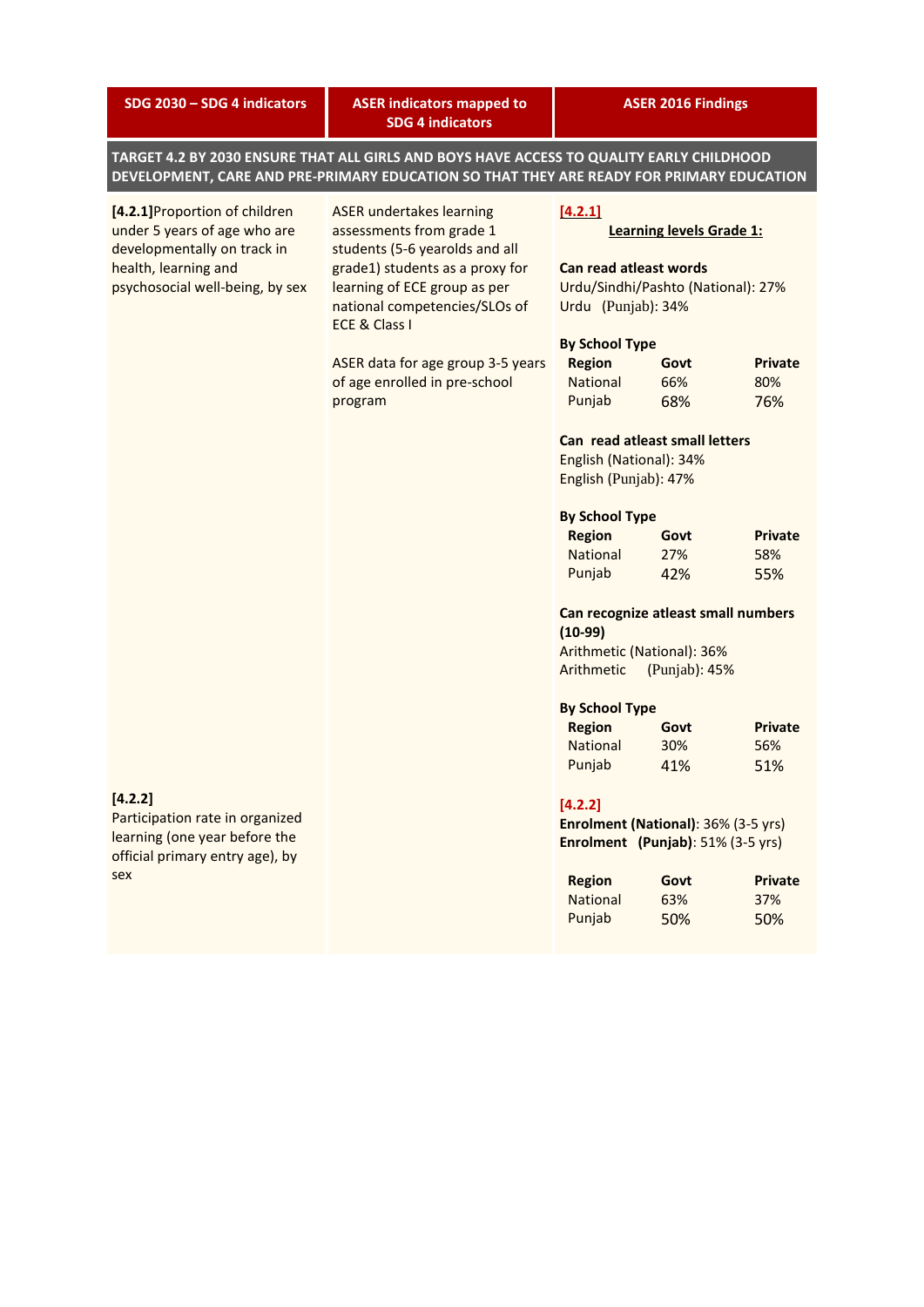| SDG 2030 – SDG 4 indicators | ASER indicators mapped to SDG 4 indicators | ASER 2016 Findings |
|---|---|---|
| **TARGET 4.2 BY 2030 ENSURE THAT ALL GIRLS AND BOYS HAVE ACCESS TO QUALITY EARLY CHILDHOOD DEVELOPMENT, CARE AND PRE-PRIMARY EDUCATION SO THAT THEY ARE READY FOR PRIMARY EDUCATION** | | |
| **[4.2.1]** Proportion of children under 5 years of age who are developmentally on track in health, learning and psychosocial well-being, by sex | ASER undertakes learning assessments from grade 1 students (5-6 yearolds and all grade1) students as a proxy for learning of ECE group as per national competencies/SLOs of ECE & Class I<br><br>ASER data for age group 3-5 years of age enrolled in pre-school program | **[4.2.1]**<br>**Learning levels Grade 1:**<br><br>**Can read atleast words**<br>Urdu/Sindhi/Pashto (National): 27%<br>Urdu (Punjab): 34%<br><br>**By School Type**<br>**Region** / **Govt** / **Private**<br>National / 66% / 80%<br>Punjab / 68% / 76%<br><br>**Can read atleast small letters**<br>English (National): 34%<br>English (Punjab): 47%<br><br>**By School Type**<br>**Region** / **Govt** / **Private**<br>National / 27% / 58%<br>Punjab / 42% / 55%<br><br>**Can recognize atleast small numbers (10-99)**<br>Arithmetic (National): 36%<br>Arithmetic (Punjab): 45%<br><br>**By School Type**<br>**Region** / **Govt** / **Private**<br>National / 30% / 56%<br>Punjab / 41% / 51% |
| **[4.2.2]**<br>Participation rate in organized learning (one year before the official primary entry age), by sex | | **[4.2.2]**<br>**Enrolment (National)**: 36% (3-5 yrs)<br>**Enrolment (Punjab)**: 51% (3-5 yrs)<br><br>**Region** / **Govt** / **Private**<br>National / 63% / 37%<br>Punjab / 50% / 50% |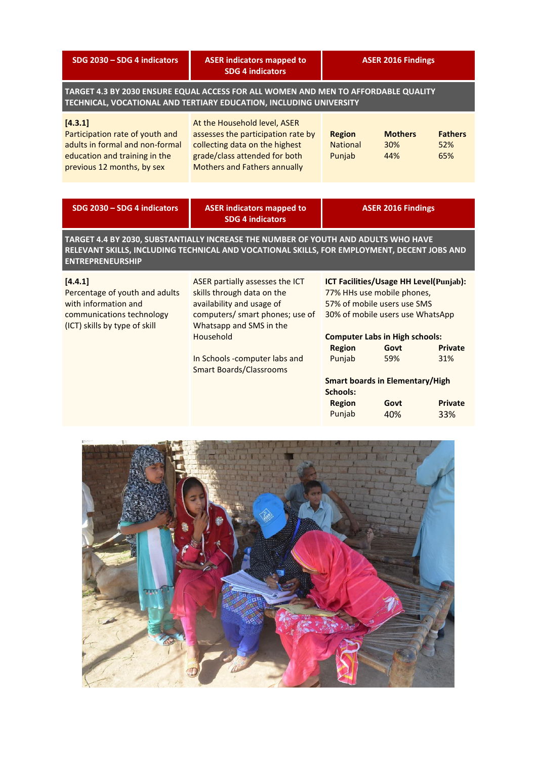| SDG 2030 – SDG 4 indicators | ASER indicators mapped to SDG 4 indicators | ASER 2016 Findings |
|---|---|---|
| **TARGET 4.3 BY 2030 ENSURE EQUAL ACCESS FOR ALL WOMEN AND MEN TO AFFORDABLE QUALITY TECHNICAL, VOCATIONAL AND TERTIARY EDUCATION, INCLUDING UNIVERSITY** | | |
| **[4.3.1]** Participation rate of youth and adults in formal and non-formal education and training in the previous 12 months, by sex | At the Household level, ASER assesses the participation rate by collecting data on the highest grade/class attended for both Mothers and Fathers annually | **Region** / **Mothers** / **Fathers**<br>National / 30% / 52%<br>Punjab / 44% / 65% |

| SDG 2030 – SDG 4 indicators | ASER indicators mapped to SDG 4 indicators | ASER 2016 Findings |
|---|---|---|
| **TARGET 4.4 BY 2030, SUBSTANTIALLY INCREASE THE NUMBER OF YOUTH AND ADULTS WHO HAVE RELEVANT SKILLS, INCLUDING TECHNICAL AND VOCATIONAL SKILLS, FOR EMPLOYMENT, DECENT JOBS AND ENTREPRENEURSHIP** | | |
| **[4.4.1]** Percentage of youth and adults with information and communications technology (ICT) skills by type of skill | ASER partially assesses the ICT skills through data on the availability and usage of computers/ smart phones; use of Whatsapp and SMS in the Household<br><br>In Schools -computer labs and Smart Boards/Classrooms | **ICT Facilities/Usage HH Level(Punjab):**<br>77% HHs use mobile phones,<br>57% of mobile users use SMS<br>30% of mobile users use WhatsApp<br><br>**Computer Labs in High schools:**<br>**Region** / **Govt** / **Private**<br>Punjab / 59% / 31%<br><br>**Smart boards in Elementary/High Schools:**<br>**Region** / **Govt** / **Private**<br>Punjab / 40% / 33% |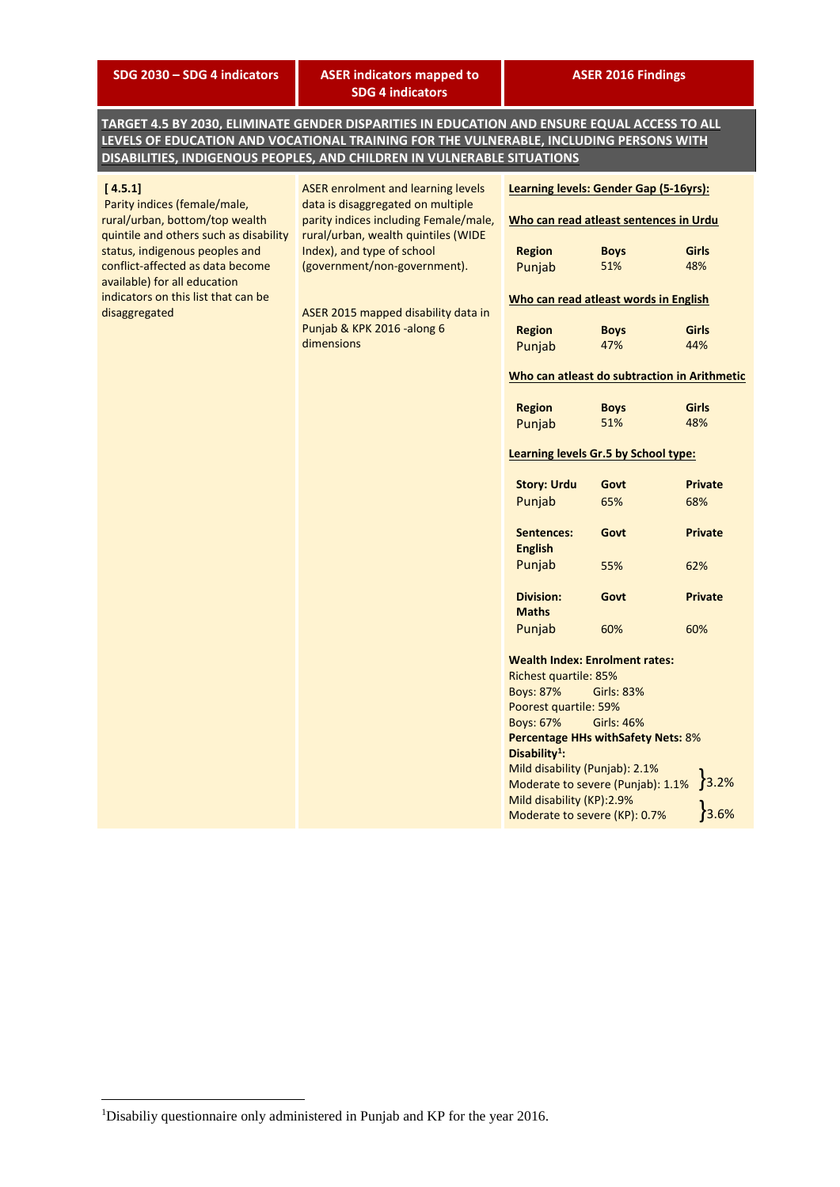| SDG 2030 – SDG 4 indicators | ASER indicators mapped to SDG 4 indicators | ASER 2016 Findings |
|---|---|---|
| **TARGET 4.5 BY 2030, ELIMINATE GENDER DISPARITIES IN EDUCATION AND ENSURE EQUAL ACCESS TO ALL LEVELS OF EDUCATION AND VOCATIONAL TRAINING FOR THE VULNERABLE, INCLUDING PERSONS WITH DISABILITIES, INDIGENOUS PEOPLES, AND CHILDREN IN VULNERABLE SITUATIONS** | | |
| **[ 4.5.1]** Parity indices (female/male, rural/urban, bottom/top wealth quintile and others such as disability status, indigenous peoples and conflict-affected as data become available) for all education indicators on this list that can be disaggregated | ASER enrolment and learning levels data is disaggregated on multiple parity indices including Female/male, rural/urban, wealth quintiles (WIDE Index), and type of school (government/non-government).<br><br>ASER 2015 mapped disability data in Punjab & KPK 2016 -along 6 dimensions | **Learning levels: Gender Gap (5-16yrs):**<br><br>**Who can read atleast sentences in Urdu**<br>**Region** / **Boys** / **Girls**<br>Punjab / 51% / 48%<br><br>**Who can read atleast words in English**<br>**Region** / **Boys** / **Girls**<br>Punjab / 47% / 44%<br><br>**Who can atleast do subtraction in Arithmetic**<br>**Region** / **Boys** / **Girls**<br>Punjab / 51% / 48%<br><br>**Learning levels Gr.5 by School type:**<br>**Story: Urdu** / **Govt** / **Private**<br>Punjab / 65% / 68%<br>**Sentences: English** / **Govt** / **Private**<br>Punjab / 55% / 62%<br>**Division: Maths** / **Govt** / **Private**<br>Punjab / 60% / 60%<br><br>**Wealth Index: Enrolment rates:**<br>Richest quartile: 85%<br>Boys: 87% Girls: 83%<br>Poorest quartile: 59%<br>Boys: 67% Girls: 46%<br>**Percentage HHs withSafety Nets:** 8%<br>**Disability[1]:**<br>Mild disability (Punjab): 2.1%<br>Moderate to severe (Punjab): 1.1% } 3.2%<br>Mild disability (KP):2.9%<br>Moderate to severe (KP): 0.7% } 3.6% |

[1]Disabiliy questionnaire only administered in Punjab and KP for the year 2016.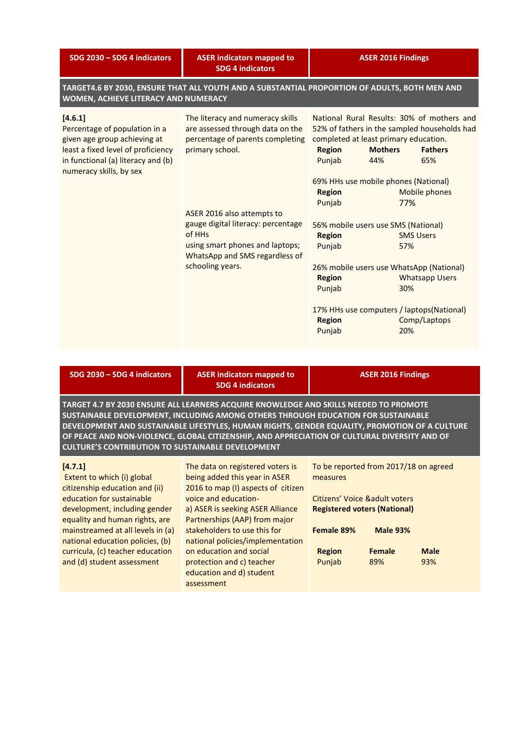| SDG 2030 – SDG 4 indicators | ASER indicators mapped to SDG 4 indicators | ASER 2016 Findings |
|---|---|---|
| **TARGET4.6 BY 2030, ENSURE THAT ALL YOUTH AND A SUBSTANTIAL PROPORTION OF ADULTS, BOTH MEN AND WOMEN, ACHIEVE LITERACY AND NUMERACY** | | |
| **[4.6.1]**<br>Percentage of population in a given age group achieving at least a fixed level of proficiency in functional (a) literacy and (b) numeracy skills, by sex | The literacy and numeracy skills are assessed through data on the percentage of parents completing primary school.<br><br>ASER 2016 also attempts to gauge digital literacy: percentage of HHs<br>using smart phones and laptops; WhatsApp and SMS regardless of schooling years. | National Rural Results: 30% of mothers and 52% of fathers in the sampled households had completed at least primary education.<br>**Region** / **Mothers** / **Fathers**<br>Punjab / 44% / 65%<br><br>69% HHs use mobile phones (National)<br>**Region** / Mobile phones<br>Punjab / 77%<br><br>56% mobile users use SMS (National)<br>**Region** / SMS Users<br>Punjab / 57%<br><br>26% mobile users use WhatsApp (National)<br>**Region** / Whatsapp Users<br>Punjab / 30%<br><br>17% HHs use computers / laptops(National)<br>**Region** / Comp/Laptops<br>Punjab / 20% |

| SDG 2030 – SDG 4 indicators | ASER indicators mapped to SDG 4 indicators | ASER 2016 Findings |
|---|---|---|
| **TARGET 4.7 BY 2030 ENSURE ALL LEARNERS ACQUIRE KNOWLEDGE AND SKILLS NEEDED TO PROMOTE SUSTAINABLE DEVELOPMENT, INCLUDING AMONG OTHERS THROUGH EDUCATION FOR SUSTAINABLE DEVELOPMENT AND SUSTAINABLE LIFESTYLES, HUMAN RIGHTS, GENDER EQUALITY, PROMOTION OF A CULTURE OF PEACE AND NON-VIOLENCE, GLOBAL CITIZENSHIP, AND APPRECIATION OF CULTURAL DIVERSITY AND OF CULTURE'S CONTRIBUTION TO SUSTAINABLE DEVELOPMENT** | | |
| **[4.7.1]**<br>Extent to which (i) global citizenship education and (ii) education for sustainable development, including gender equality and human rights, are mainstreamed at all levels in (a) national education policies, (b) curricula, (c) teacher education and (d) student assessment | The data on registered voters is being added this year in ASER 2016 to map (I) aspects of citizen voice and education-<br>a) ASER is seeking ASER Alliance Partnerships (AAP) from major stakeholders to use this for national policies/implementation on education and social protection and c) teacher education and d) student assessment | To be reported from 2017/18 on agreed measures<br><br>Citizens' Voice &adult voters<br>**Registered voters (National)**<br><br>**Female 89%** **Male 93%**<br><br>**Region** / **Female** / **Male**<br>Punjab / 89% / 93% |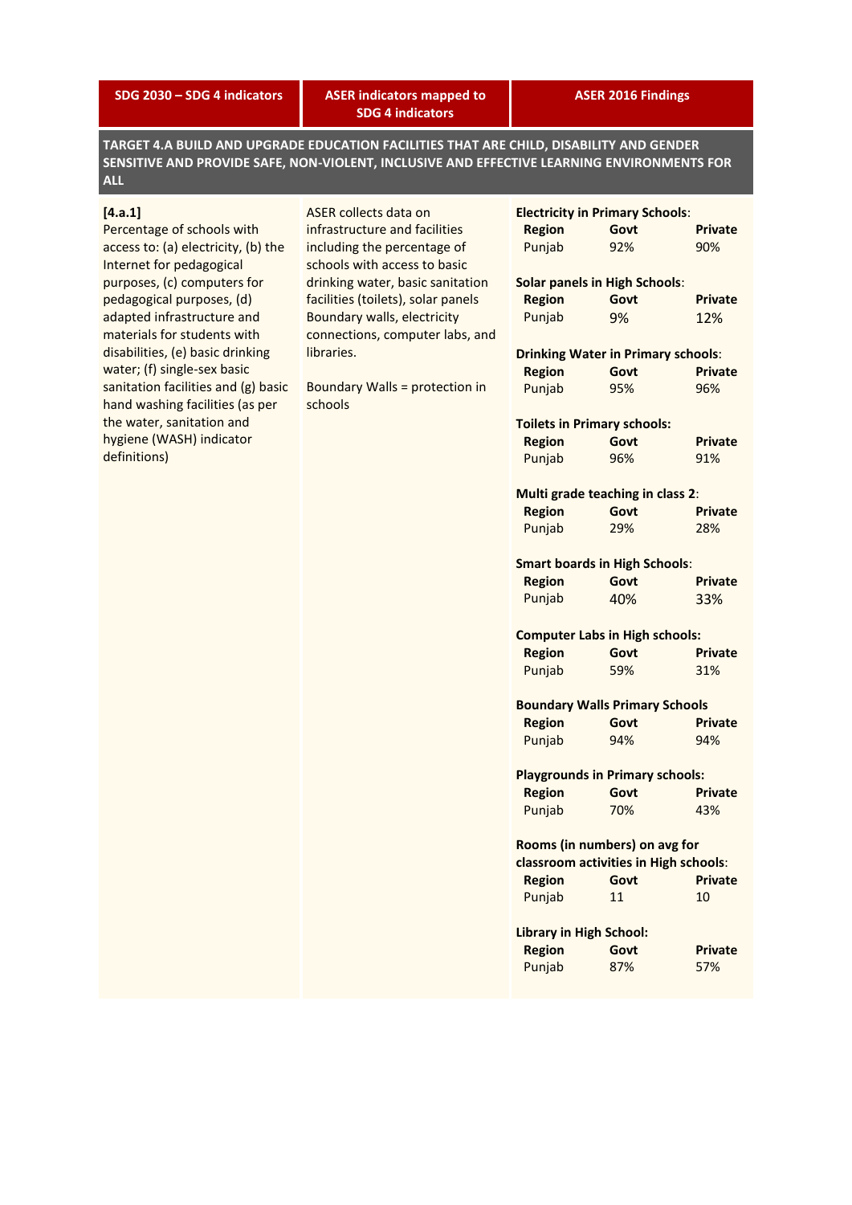| SDG 2030 – SDG 4 indicators | ASER indicators mapped to SDG 4 indicators | ASER 2016 Findings |
|---|---|---|

**TARGET 4.A BUILD AND UPGRADE EDUCATION FACILITIES THAT ARE CHILD, DISABILITY AND GENDER SENSITIVE AND PROVIDE SAFE, NON-VIOLENT, INCLUSIVE AND EFFECTIVE LEARNING ENVIRONMENTS FOR ALL**

**[4.a.1]**
Percentage of schools with access to: (a) electricity, (b) the Internet for pedagogical purposes, (c) computers for pedagogical purposes, (d) adapted infrastructure and materials for students with disabilities, (e) basic drinking water; (f) single-sex basic sanitation facilities and (g) basic hand washing facilities (as per the water, sanitation and hygiene (WASH) indicator definitions)

ASER collects data on infrastructure and facilities including the percentage of schools with access to basic drinking water, basic sanitation facilities (toilets), solar panels Boundary walls, electricity connections, computer labs, and libraries.

Boundary Walls = protection in schools

**Electricity in Primary Schools**:

| Region | Govt | Private |
|---|---|---|
| Punjab | 92% | 90% |

**Solar panels in High Schools**:

| Region | Govt | Private |
|---|---|---|
| Punjab | 9% | 12% |

**Drinking Water in Primary schools**:

| Region | Govt | Private |
|---|---|---|
| Punjab | 95% | 96% |

**Toilets in Primary schools:**

| Region | Govt | Private |
|---|---|---|
| Punjab | 96% | 91% |

**Multi grade teaching in class 2**:

| Region | Govt | Private |
|---|---|---|
| Punjab | 29% | 28% |

**Smart boards in High Schools**:

| Region | Govt | Private |
|---|---|---|
| Punjab | 40% | 33% |

**Computer Labs in High schools:**

| Region | Govt | Private |
|---|---|---|
| Punjab | 59% | 31% |

**Boundary Walls Primary Schools**

| Region | Govt | Private |
|---|---|---|
| Punjab | 94% | 94% |

**Playgrounds in Primary schools:**

| Region | Govt | Private |
|---|---|---|
| Punjab | 70% | 43% |

**Rooms (in numbers) on avg for classroom activities in High schools**:

| Region | Govt | Private |
|---|---|---|
| Punjab | 11 | 10 |

**Library in High School:**

| Region | Govt | Private |
|---|---|---|
| Punjab | 87% | 57% |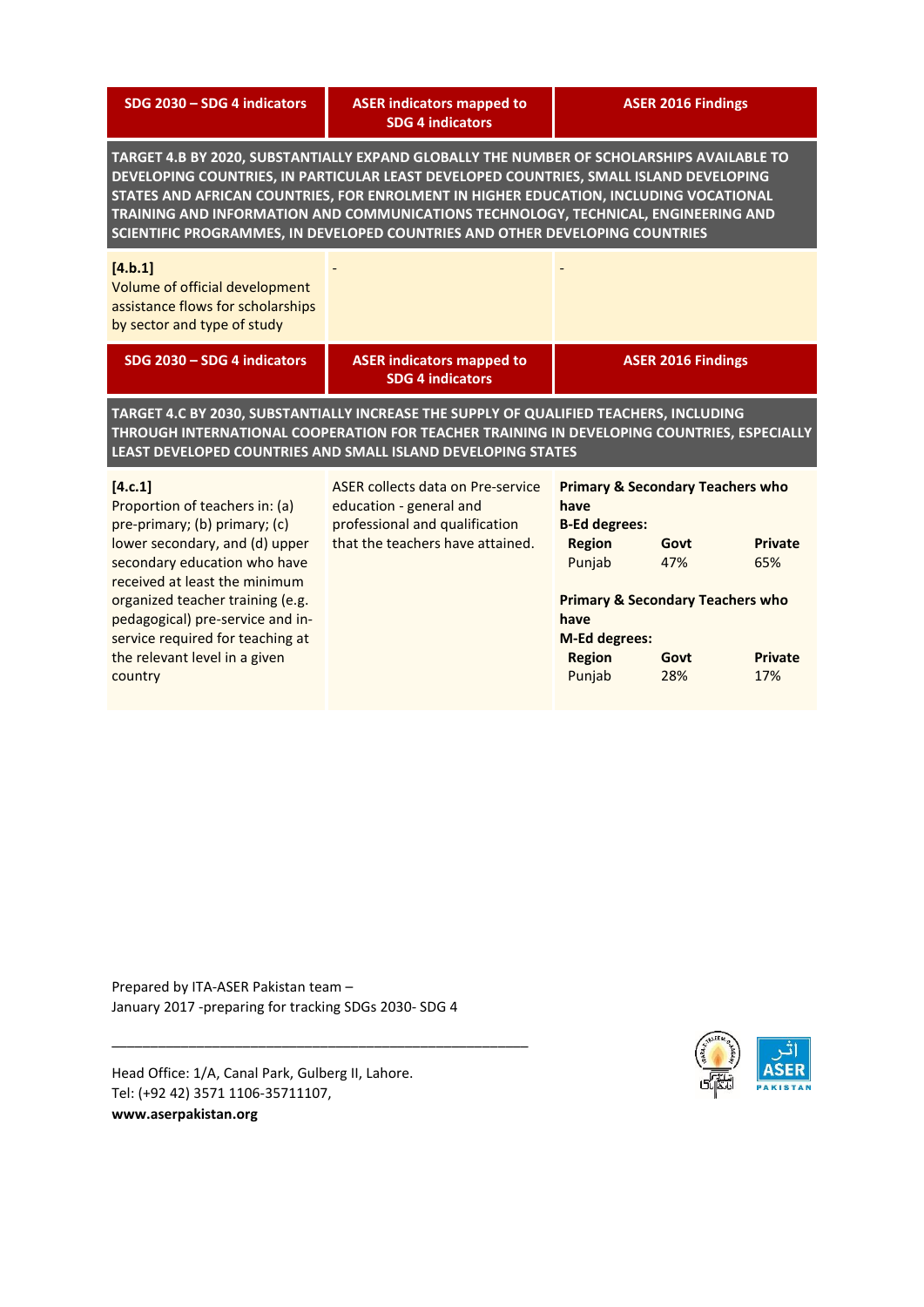| SDG 2030 – SDG 4 indicators | ASER indicators mapped to SDG 4 indicators | ASER 2016 Findings |
|---|---|---|
| **TARGET 4.B BY 2020, SUBSTANTIALLY EXPAND GLOBALLY THE NUMBER OF SCHOLARSHIPS AVAILABLE TO DEVELOPING COUNTRIES, IN PARTICULAR LEAST DEVELOPED COUNTRIES, SMALL ISLAND DEVELOPING STATES AND AFRICAN COUNTRIES, FOR ENROLMENT IN HIGHER EDUCATION, INCLUDING VOCATIONAL TRAINING AND INFORMATION AND COMMUNICATIONS TECHNOLOGY, TECHNICAL, ENGINEERING AND SCIENTIFIC PROGRAMMES, IN DEVELOPED COUNTRIES AND OTHER DEVELOPING COUNTRIES** | | |
| **[4.b.1]** Volume of official development assistance flows for scholarships by sector and type of study | - | - |

| SDG 2030 – SDG 4 indicators | ASER indicators mapped to SDG 4 indicators | ASER 2016 Findings |
|---|---|---|
| **TARGET 4.C BY 2030, SUBSTANTIALLY INCREASE THE SUPPLY OF QUALIFIED TEACHERS, INCLUDING THROUGH INTERNATIONAL COOPERATION FOR TEACHER TRAINING IN DEVELOPING COUNTRIES, ESPECIALLY LEAST DEVELOPED COUNTRIES AND SMALL ISLAND DEVELOPING STATES** | | |
| **[4.c.1]** Proportion of teachers in: (a) pre-primary; (b) primary; (c) lower secondary, and (d) upper secondary education who have received at least the minimum organized teacher training (e.g. pedagogical) pre-service and in-service required for teaching at the relevant level in a given country | ASER collects data on Pre-service education - general and professional and qualification that the teachers have attained. | **Primary & Secondary Teachers who have B-Ed degrees:** **Region** / **Govt** / **Private**: Punjab / 47% / 65% <br> **Primary & Secondary Teachers who have M-Ed degrees:** **Region** / **Govt** / **Private**: Punjab / 28% / 17% |

Prepared by ITA-ASER Pakistan team –
January 2017 -preparing for tracking SDGs 2030- SDG 4

Head Office: 1/A, Canal Park, Gulberg II, Lahore.
Tel: (+92 42) 3571 1106-35711107,
**www.aserpakistan.org**